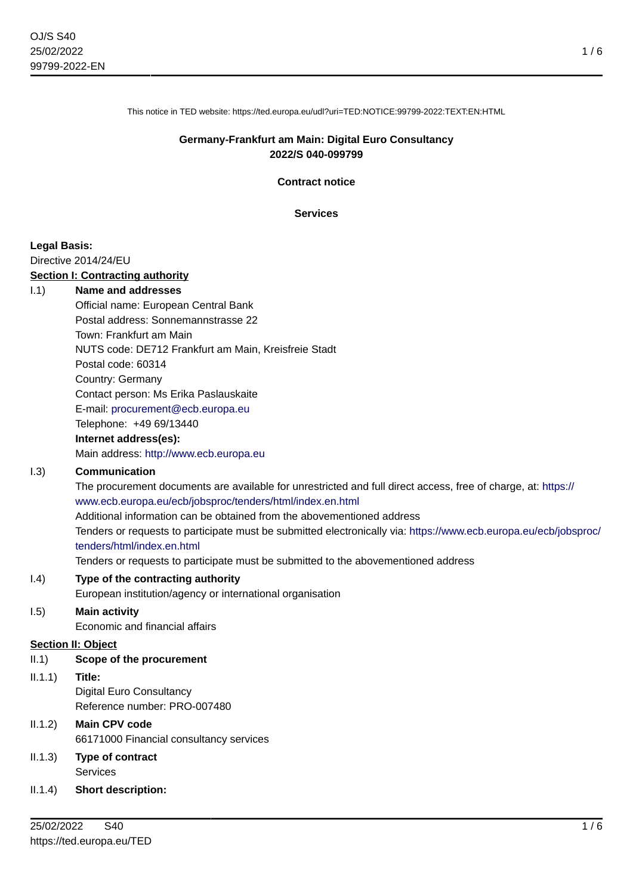This notice in TED website: https://ted.europa.eu/udl?uri=TED:NOTICE:99799-2022:TEXT:EN:HTML

**Germany-Frankfurt am Main: Digital Euro Consultancy**
**2022/S 040-099799**

**Contract notice**

**Services**

**Legal Basis:**
Directive 2014/24/EU

**Section I: Contracting authority**

I.1) **Name and addresses**
Official name: European Central Bank
Postal address: Sonnemannstrasse 22
Town: Frankfurt am Main
NUTS code: DE712 Frankfurt am Main, Kreisfreie Stadt
Postal code: 60314
Country: Germany
Contact person: Ms Erika Paslauskaite
E-mail: procurement@ecb.europa.eu
Telephone: +49 69/13440
**Internet address(es):**
Main address: http://www.ecb.europa.eu

I.3) **Communication**
The procurement documents are available for unrestricted and full direct access, free of charge, at: https://www.ecb.europa.eu/ecb/jobsproc/tenders/html/index.en.html
Additional information can be obtained from the abovementioned address
Tenders or requests to participate must be submitted electronically via: https://www.ecb.europa.eu/ecb/jobsproc/tenders/html/index.en.html
Tenders or requests to participate must be submitted to the abovementioned address

I.4) **Type of the contracting authority**
European institution/agency or international organisation

I.5) **Main activity**
Economic and financial affairs

**Section II: Object**

II.1) **Scope of the procurement**

II.1.1) **Title:**
Digital Euro Consultancy
Reference number: PRO-007480

II.1.2) **Main CPV code**
66171000 Financial consultancy services

II.1.3) **Type of contract**
Services

II.1.4) **Short description:**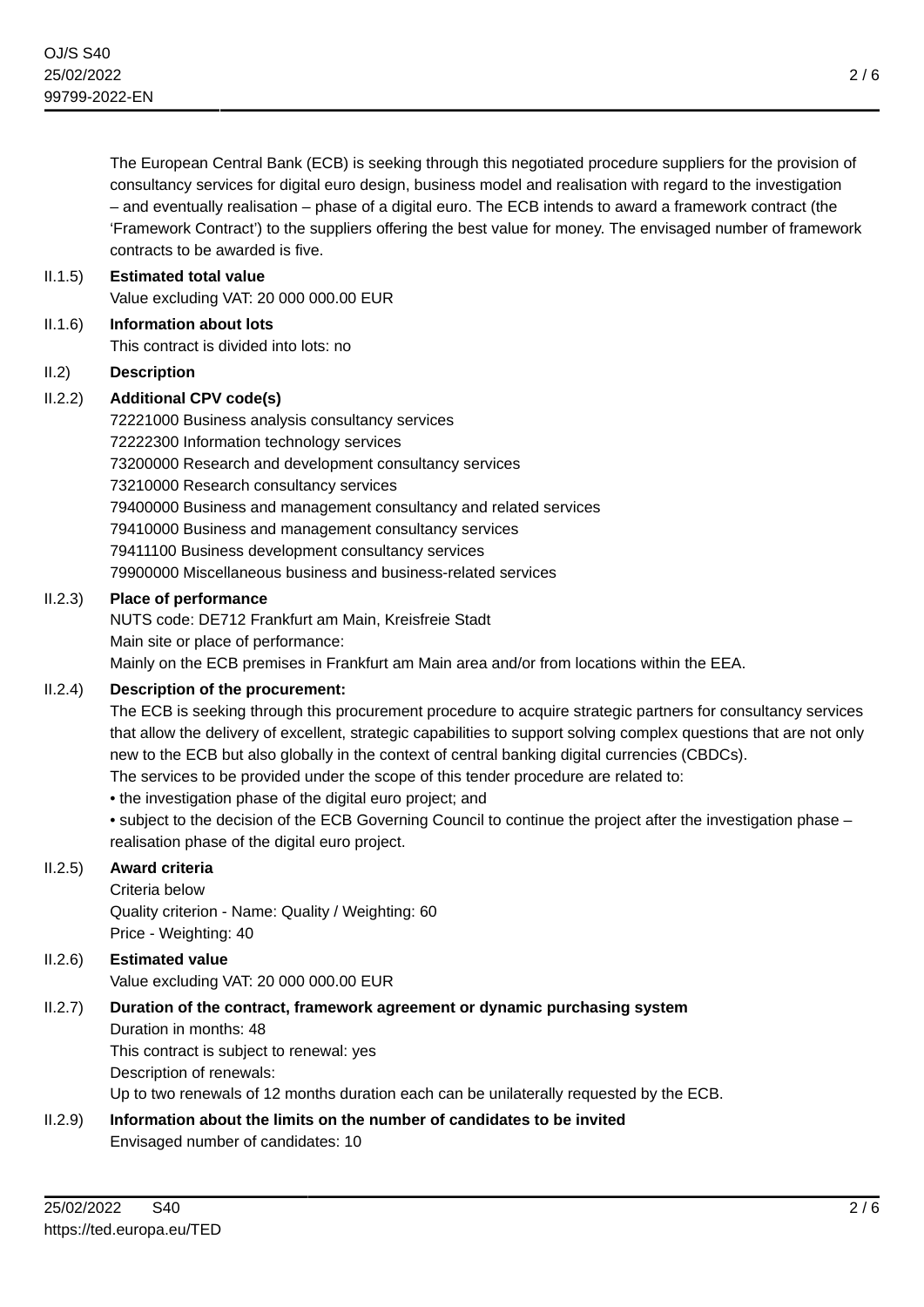The European Central Bank (ECB) is seeking through this negotiated procedure suppliers for the provision of consultancy services for digital euro design, business model and realisation with regard to the investigation – and eventually realisation – phase of a digital euro. The ECB intends to award a framework contract (the 'Framework Contract') to the suppliers offering the best value for money. The envisaged number of framework contracts to be awarded is five.

II.1.5) **Estimated total value**

Value excluding VAT: 20 000 000.00 EUR

II.1.6) **Information about lots**

This contract is divided into lots: no

II.2) **Description**

II.2.2) **Additional CPV code(s)**

72221000 Business analysis consultancy services
72222300 Information technology services
73200000 Research and development consultancy services
73210000 Research consultancy services
79400000 Business and management consultancy and related services
79410000 Business and management consultancy services
79411100 Business development consultancy services
79900000 Miscellaneous business and business-related services

II.2.3) **Place of performance**

NUTS code: DE712 Frankfurt am Main, Kreisfreie Stadt
Main site or place of performance:
Mainly on the ECB premises in Frankfurt am Main area and/or from locations within the EEA.

II.2.4) **Description of the procurement:**

The ECB is seeking through this procurement procedure to acquire strategic partners for consultancy services that allow the delivery of excellent, strategic capabilities to support solving complex questions that are not only new to the ECB but also globally in the context of central banking digital currencies (CBDCs).
The services to be provided under the scope of this tender procedure are related to:

- the investigation phase of the digital euro project; and
- subject to the decision of the ECB Governing Council to continue the project after the investigation phase – realisation phase of the digital euro project.

II.2.5) **Award criteria**

Criteria below
Quality criterion - Name: Quality / Weighting: 60
Price - Weighting: 40

II.2.6) **Estimated value**

Value excluding VAT: 20 000 000.00 EUR

II.2.7) **Duration of the contract, framework agreement or dynamic purchasing system**

Duration in months: 48
This contract is subject to renewal: yes
Description of renewals:
Up to two renewals of 12 months duration each can be unilaterally requested by the ECB.

II.2.9) **Information about the limits on the number of candidates to be invited**

Envisaged number of candidates: 10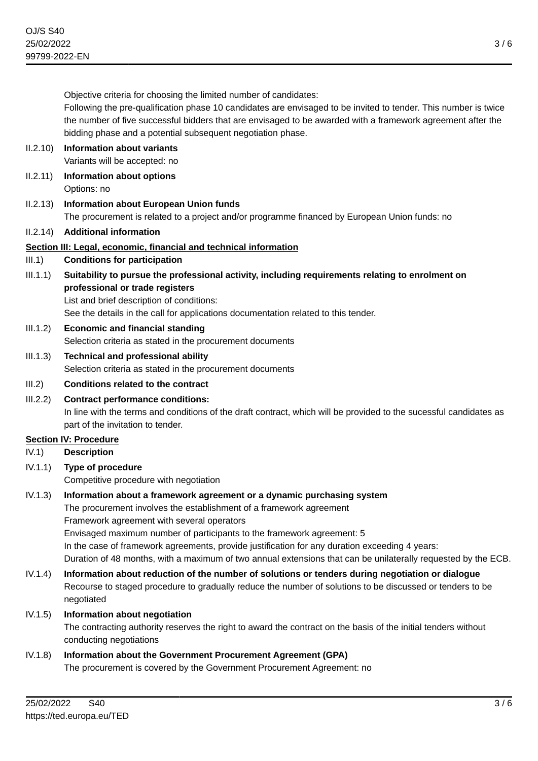Objective criteria for choosing the limited number of candidates:

Following the pre-qualification phase 10 candidates are envisaged to be invited to tender. This number is twice the number of five successful bidders that are envisaged to be awarded with a framework agreement after the bidding phase and a potential subsequent negotiation phase.

II.2.10) **Information about variants**

Variants will be accepted: no

II.2.11) **Information about options**

Options: no

II.2.13) **Information about European Union funds**

The procurement is related to a project and/or programme financed by European Union funds: no

II.2.14) **Additional information**

## Section III: Legal, economic, financial and technical information

III.1) **Conditions for participation**

III.1.1) **Suitability to pursue the professional activity, including requirements relating to enrolment on professional or trade registers**

List and brief description of conditions:

See the details in the call for applications documentation related to this tender.

III.1.2) **Economic and financial standing**

Selection criteria as stated in the procurement documents

III.1.3) **Technical and professional ability**

Selection criteria as stated in the procurement documents

III.2) **Conditions related to the contract**

III.2.2) **Contract performance conditions:**

In line with the terms and conditions of the draft contract, which will be provided to the sucessful candidates as part of the invitation to tender.

## Section IV: Procedure

IV.1) **Description**

IV.1.1) **Type of procedure**

Competitive procedure with negotiation

IV.1.3) **Information about a framework agreement or a dynamic purchasing system**

The procurement involves the establishment of a framework agreement

Framework agreement with several operators

Envisaged maximum number of participants to the framework agreement: 5

In the case of framework agreements, provide justification for any duration exceeding 4 years:

Duration of 48 months, with a maximum of two annual extensions that can be unilaterally requested by the ECB.

IV.1.4) **Information about reduction of the number of solutions or tenders during negotiation or dialogue**

Recourse to staged procedure to gradually reduce the number of solutions to be discussed or tenders to be negotiated

IV.1.5) **Information about negotiation**

The contracting authority reserves the right to award the contract on the basis of the initial tenders without conducting negotiations

IV.1.8) **Information about the Government Procurement Agreement (GPA)**

The procurement is covered by the Government Procurement Agreement: no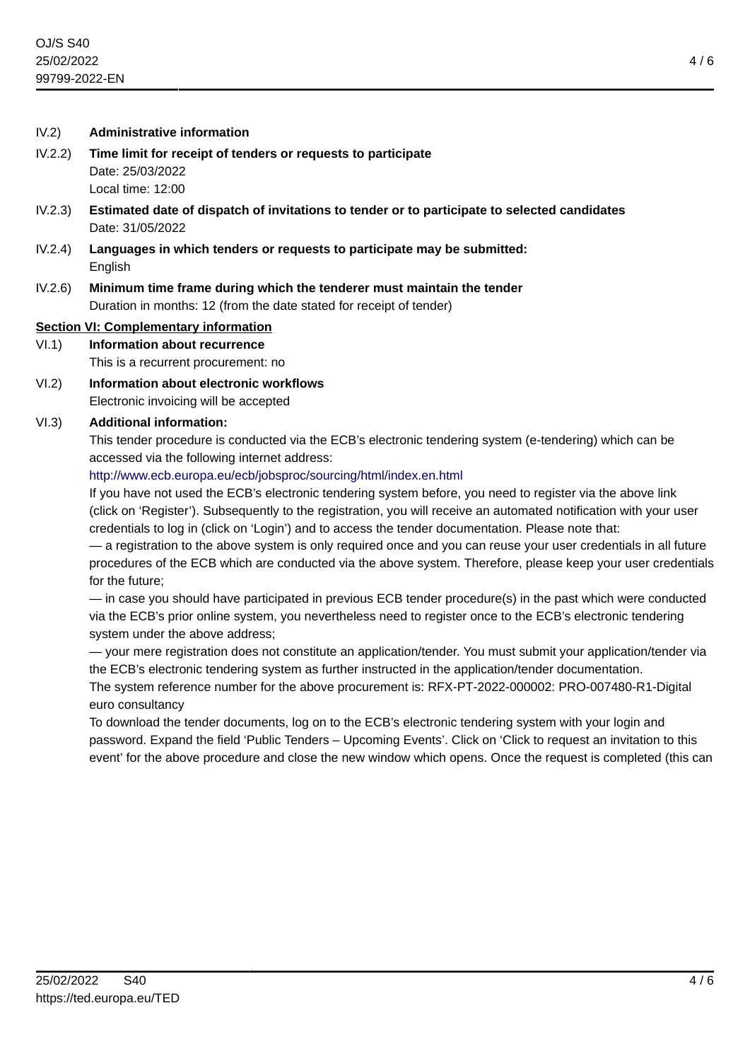IV.2) **Administrative information**

IV.2.2) **Time limit for receipt of tenders or requests to participate**
Date: 25/03/2022
Local time: 12:00

IV.2.3) **Estimated date of dispatch of invitations to tender or to participate to selected candidates**
Date: 31/05/2022

IV.2.4) **Languages in which tenders or requests to participate may be submitted:**
English

IV.2.6) **Minimum time frame during which the tenderer must maintain the tender**
Duration in months: 12 (from the date stated for receipt of tender)

## Section VI: Complementary information

VI.1) **Information about recurrence**
This is a recurrent procurement: no

VI.2) **Information about electronic workflows**
Electronic invoicing will be accepted

VI.3) **Additional information:**
This tender procedure is conducted via the ECB's electronic tendering system (e-tendering) which can be accessed via the following internet address:
http://www.ecb.europa.eu/ecb/jobsproc/sourcing/html/index.en.html
If you have not used the ECB's electronic tendering system before, you need to register via the above link (click on 'Register'). Subsequently to the registration, you will receive an automated notification with your user credentials to log in (click on 'Login') and to access the tender documentation. Please note that:
— a registration to the above system is only required once and you can reuse your user credentials in all future procedures of the ECB which are conducted via the above system. Therefore, please keep your user credentials for the future;
— in case you should have participated in previous ECB tender procedure(s) in the past which were conducted via the ECB's prior online system, you nevertheless need to register once to the ECB's electronic tendering system under the above address;
— your mere registration does not constitute an application/tender. You must submit your application/tender via the ECB's electronic tendering system as further instructed in the application/tender documentation.
The system reference number for the above procurement is: RFX-PT-2022-000002: PRO-007480-R1-Digital euro consultancy
To download the tender documents, log on to the ECB's electronic tendering system with your login and password. Expand the field 'Public Tenders – Upcoming Events'. Click on 'Click to request an invitation to this event' for the above procedure and close the new window which opens. Once the request is completed (this can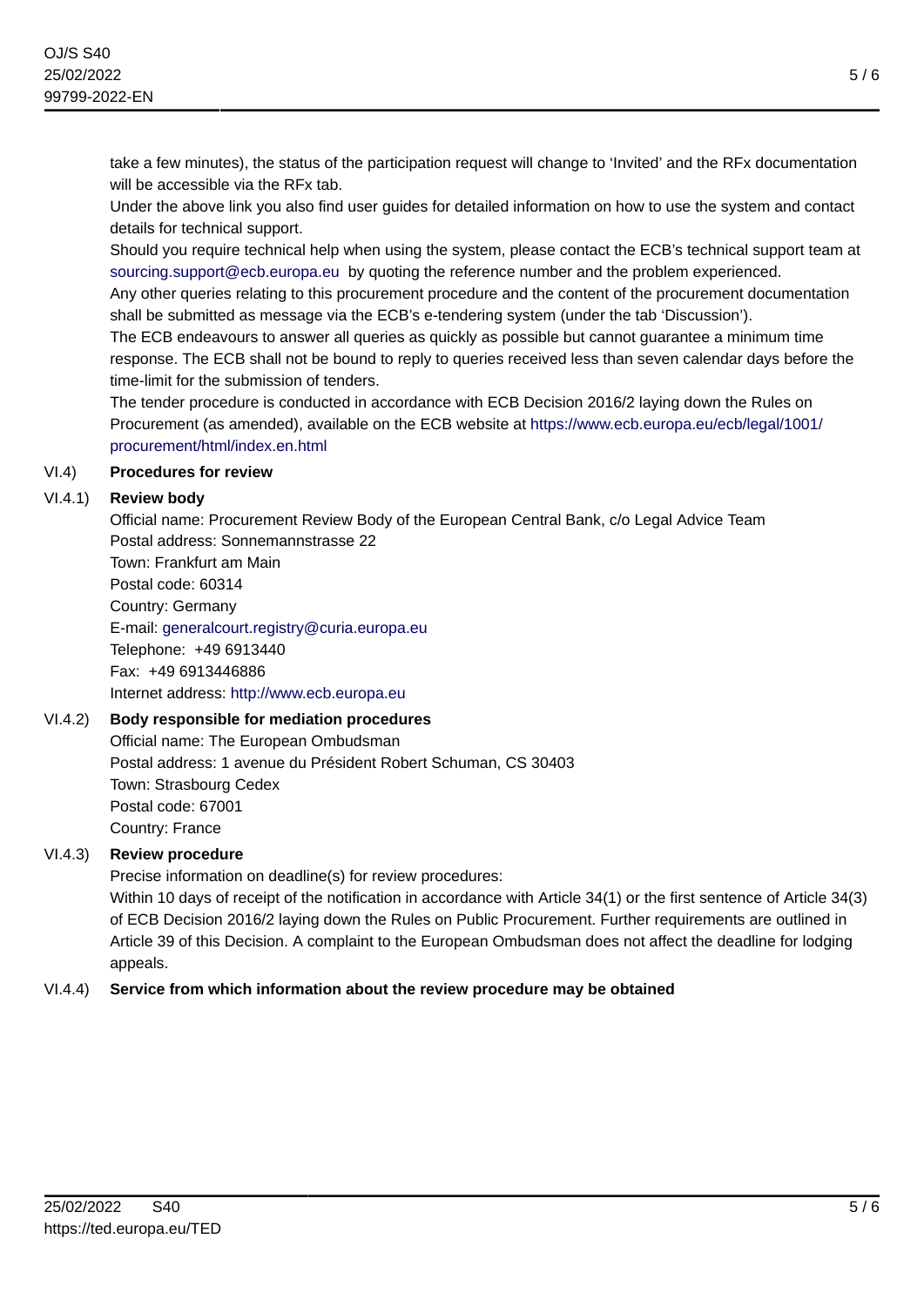take a few minutes), the status of the participation request will change to ‘Invited’ and the RFx documentation will be accessible via the RFx tab.

Under the above link you also find user guides for detailed information on how to use the system and contact details for technical support.

Should you require technical help when using the system, please contact the ECB’s technical support team at sourcing.support@ecb.europa.eu by quoting the reference number and the problem experienced.

Any other queries relating to this procurement procedure and the content of the procurement documentation shall be submitted as message via the ECB’s e-tendering system (under the tab ‘Discussion’).

The ECB endeavours to answer all queries as quickly as possible but cannot guarantee a minimum time response. The ECB shall not be bound to reply to queries received less than seven calendar days before the time-limit for the submission of tenders.

The tender procedure is conducted in accordance with ECB Decision 2016/2 laying down the Rules on Procurement (as amended), available on the ECB website at https://www.ecb.europa.eu/ecb/legal/1001/procurement/html/index.en.html

### VI.4) Procedures for review

#### VI.4.1) Review body

Official name: Procurement Review Body of the European Central Bank, c/o Legal Advice Team
Postal address: Sonnemannstrasse 22
Town: Frankfurt am Main
Postal code: 60314
Country: Germany
E-mail: generalcourt.registry@curia.europa.eu
Telephone: +49 6913440
Fax: +49 6913446886
Internet address: http://www.ecb.europa.eu

#### VI.4.2) Body responsible for mediation procedures

Official name: The European Ombudsman
Postal address: 1 avenue du Président Robert Schuman, CS 30403
Town: Strasbourg Cedex
Postal code: 67001
Country: France

#### VI.4.3) Review procedure

Precise information on deadline(s) for review procedures:

Within 10 days of receipt of the notification in accordance with Article 34(1) or the first sentence of Article 34(3) of ECB Decision 2016/2 laying down the Rules on Public Procurement. Further requirements are outlined in Article 39 of this Decision. A complaint to the European Ombudsman does not affect the deadline for lodging appeals.

#### VI.4.4) Service from which information about the review procedure may be obtained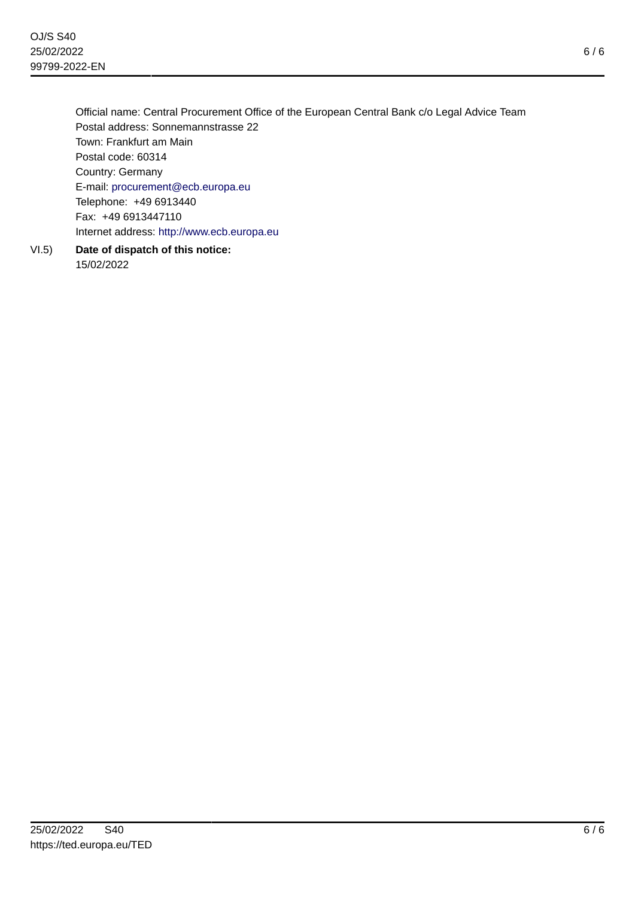Official name: Central Procurement Office of the European Central Bank c/o Legal Advice Team
Postal address: Sonnemannstrasse 22
Town: Frankfurt am Main
Postal code: 60314
Country: Germany
E-mail: procurement@ecb.europa.eu
Telephone: +49 6913440
Fax: +49 6913447110
Internet address: http://www.ecb.europa.eu

VI.5) **Date of dispatch of this notice:**
15/02/2022